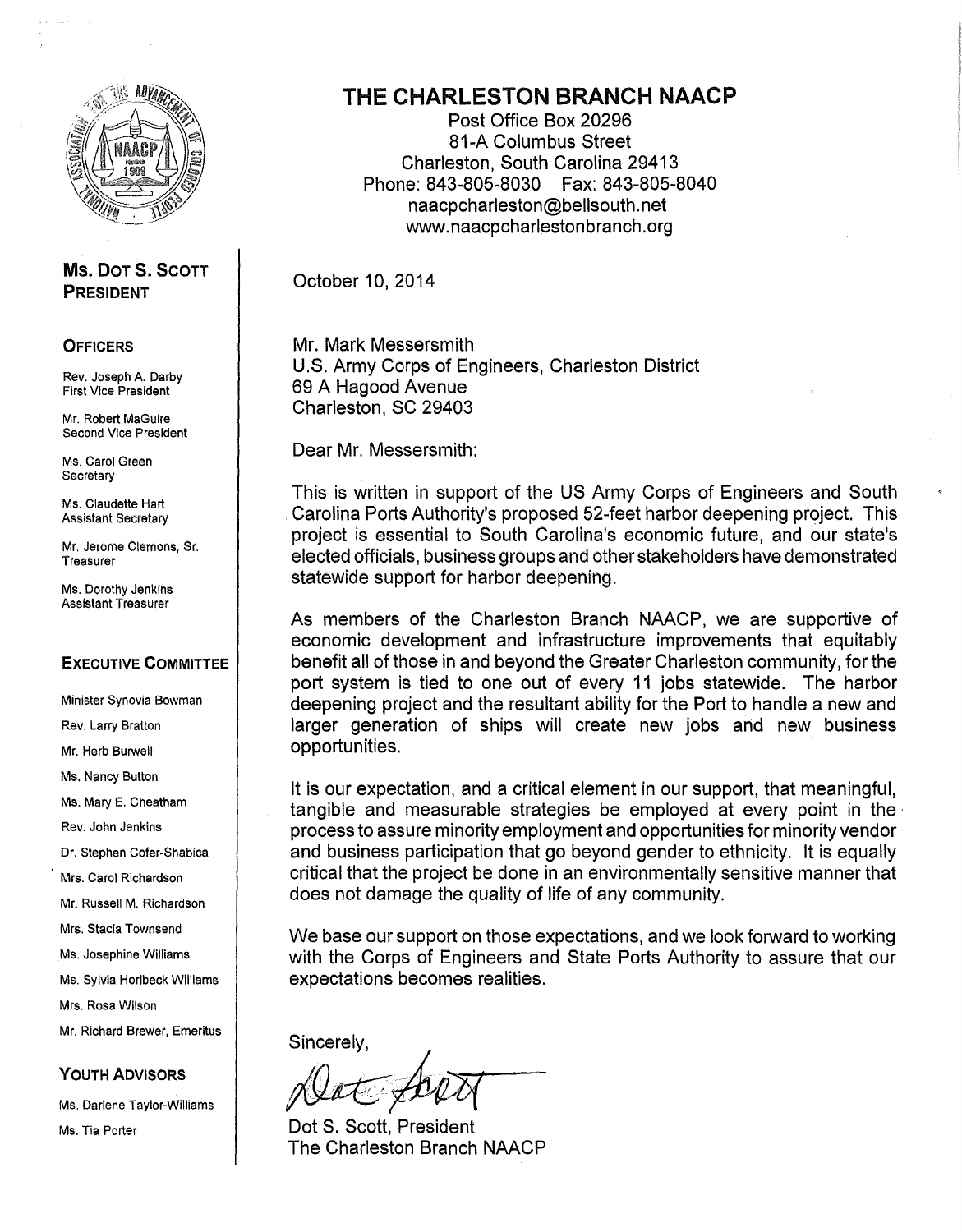# THE CHARLESTON BRANCH NAACP

Post Office Box 20296
81-A Columbus Street
Charleston, South Carolina 29413
Phone: 843-805-8030 Fax: 843-805-8040
naacpcharleston@bellsouth.net
www.naacpcharlestonbranch.org

**MS. DOT S. SCOTT**
**PRESIDENT**

**OFFICERS**

Rev. Joseph A. Darby
First Vice President

Mr. Robert MaGuire
Second Vice President

Ms. Carol Green
Secretary

Ms. Claudette Hart
Assistant Secretary

Mr. Jerome Clemons, Sr.
Treasurer

Ms. Dorothy Jenkins
Assistant Treasurer

**EXECUTIVE COMMITTEE**

Minister Synovia Bowman
Rev. Larry Bratton
Mr. Herb Burwell
Ms. Nancy Button
Ms. Mary E. Cheatham
Rev. John Jenkins
Dr. Stephen Cofer-Shabica
Mrs. Carol Richardson
Mr. Russell M. Richardson
Mrs. Stacia Townsend
Ms. Josephine Williams
Ms. Sylvia Horlbeck Williams
Mrs. Rosa Wilson
Mr. Richard Brewer, Emeritus

**YOUTH ADVISORS**

Ms. Darlene Taylor-Williams
Ms. Tia Porter

October 10, 2014

Mr. Mark Messersmith
U.S. Army Corps of Engineers, Charleston District
69 A Hagood Avenue
Charleston, SC 29403

Dear Mr. Messersmith:

This is written in support of the US Army Corps of Engineers and South Carolina Ports Authority's proposed 52-feet harbor deepening project. This project is essential to South Carolina's economic future, and our state's elected officials, business groups and other stakeholders have demonstrated statewide support for harbor deepening.

As members of the Charleston Branch NAACP, we are supportive of economic development and infrastructure improvements that equitably benefit all of those in and beyond the Greater Charleston community, for the port system is tied to one out of every 11 jobs statewide. The harbor deepening project and the resultant ability for the Port to handle a new and larger generation of ships will create new jobs and new business opportunities.

It is our expectation, and a critical element in our support, that meaningful, tangible and measurable strategies be employed at every point in the process to assure minority employment and opportunities for minority vendor and business participation that go beyond gender to ethnicity. It is equally critical that the project be done in an environmentally sensitive manner that does not damage the quality of life of any community.

We base our support on those expectations, and we look forward to working with the Corps of Engineers and State Ports Authority to assure that our expectations becomes realities.

Sincerely,

Dot S. Scott, President
The Charleston Branch NAACP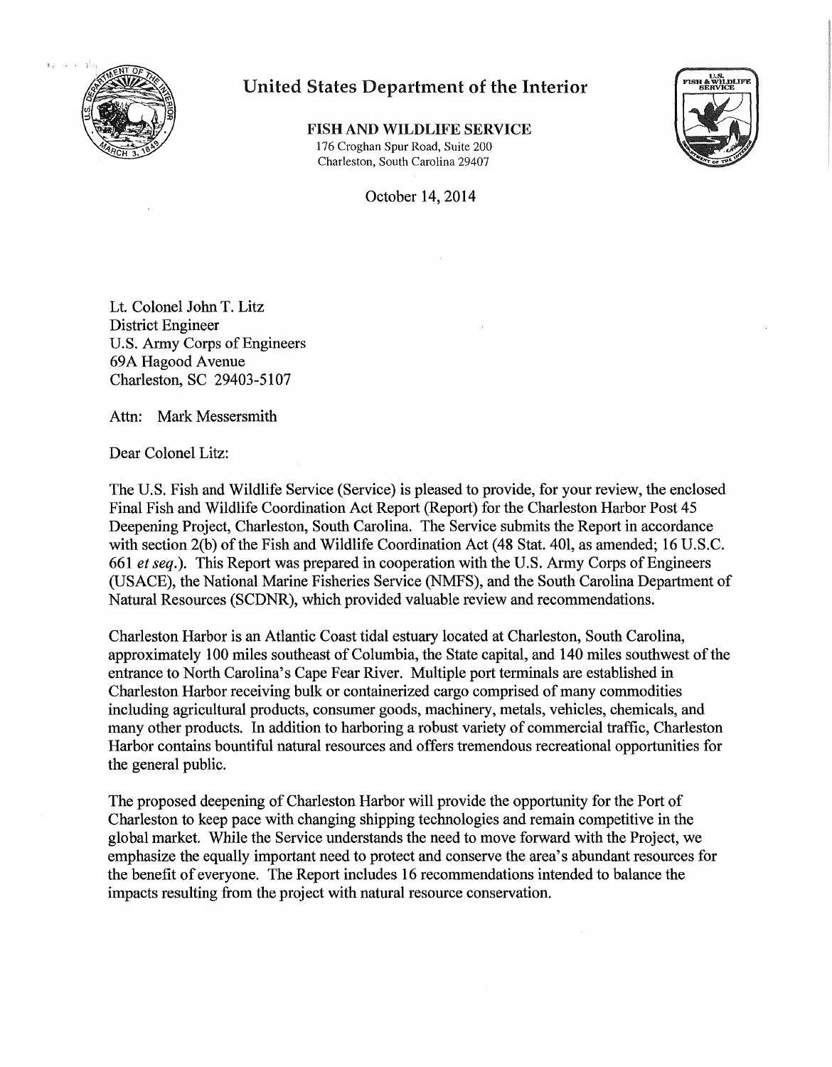# United States Department of the Interior

**FISH AND WILDLIFE SERVICE**
176 Croghan Spur Road, Suite 200
Charleston, South Carolina 29407

October 14, 2014

Lt. Colonel John T. Litz
District Engineer
U.S. Army Corps of Engineers
69A Hagood Avenue
Charleston, SC 29403-5107

Attn: Mark Messersmith

Dear Colonel Litz:

The U.S. Fish and Wildlife Service (Service) is pleased to provide, for your review, the enclosed Final Fish and Wildlife Coordination Act Report (Report) for the Charleston Harbor Post 45 Deepening Project, Charleston, South Carolina. The Service submits the Report in accordance with section 2(b) of the Fish and Wildlife Coordination Act (48 Stat. 401, as amended; 16 U.S.C. 661 *et seq.*). This Report was prepared in cooperation with the U.S. Army Corps of Engineers (USACE), the National Marine Fisheries Service (NMFS), and the South Carolina Department of Natural Resources (SCDNR), which provided valuable review and recommendations.

Charleston Harbor is an Atlantic Coast tidal estuary located at Charleston, South Carolina, approximately 100 miles southeast of Columbia, the State capital, and 140 miles southwest of the entrance to North Carolina's Cape Fear River. Multiple port terminals are established in Charleston Harbor receiving bulk or containerized cargo comprised of many commodities including agricultural products, consumer goods, machinery, metals, vehicles, chemicals, and many other products. In addition to harboring a robust variety of commercial traffic, Charleston Harbor contains bountiful natural resources and offers tremendous recreational opportunities for the general public.

The proposed deepening of Charleston Harbor will provide the opportunity for the Port of Charleston to keep pace with changing shipping technologies and remain competitive in the global market. While the Service understands the need to move forward with the Project, we emphasize the equally important need to protect and conserve the area's abundant resources for the benefit of everyone. The Report includes 16 recommendations intended to balance the impacts resulting from the project with natural resource conservation.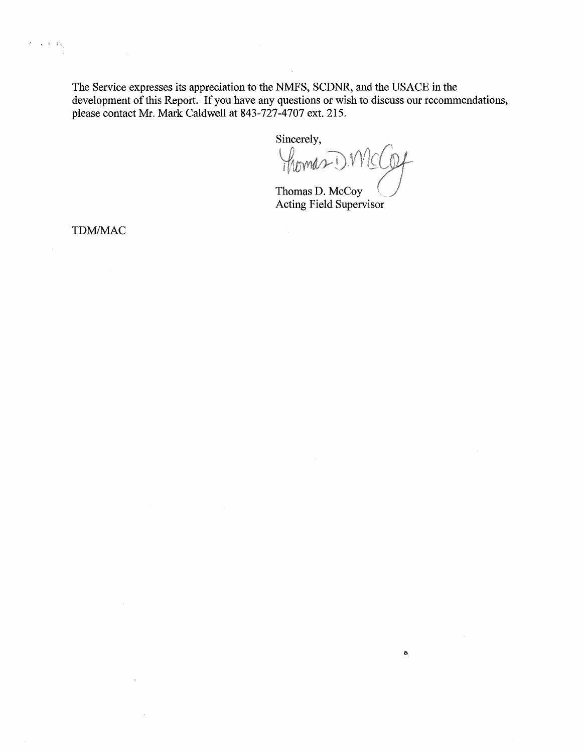The Service expresses its appreciation to the NMFS, SCDNR, and the USACE in the development of this Report. If you have any questions or wish to discuss our recommendations, please contact Mr. Mark Caldwell at 843-727-4707 ext. 215.

Sincerely,

Thomas D. McCoy
Acting Field Supervisor

TDM/MAC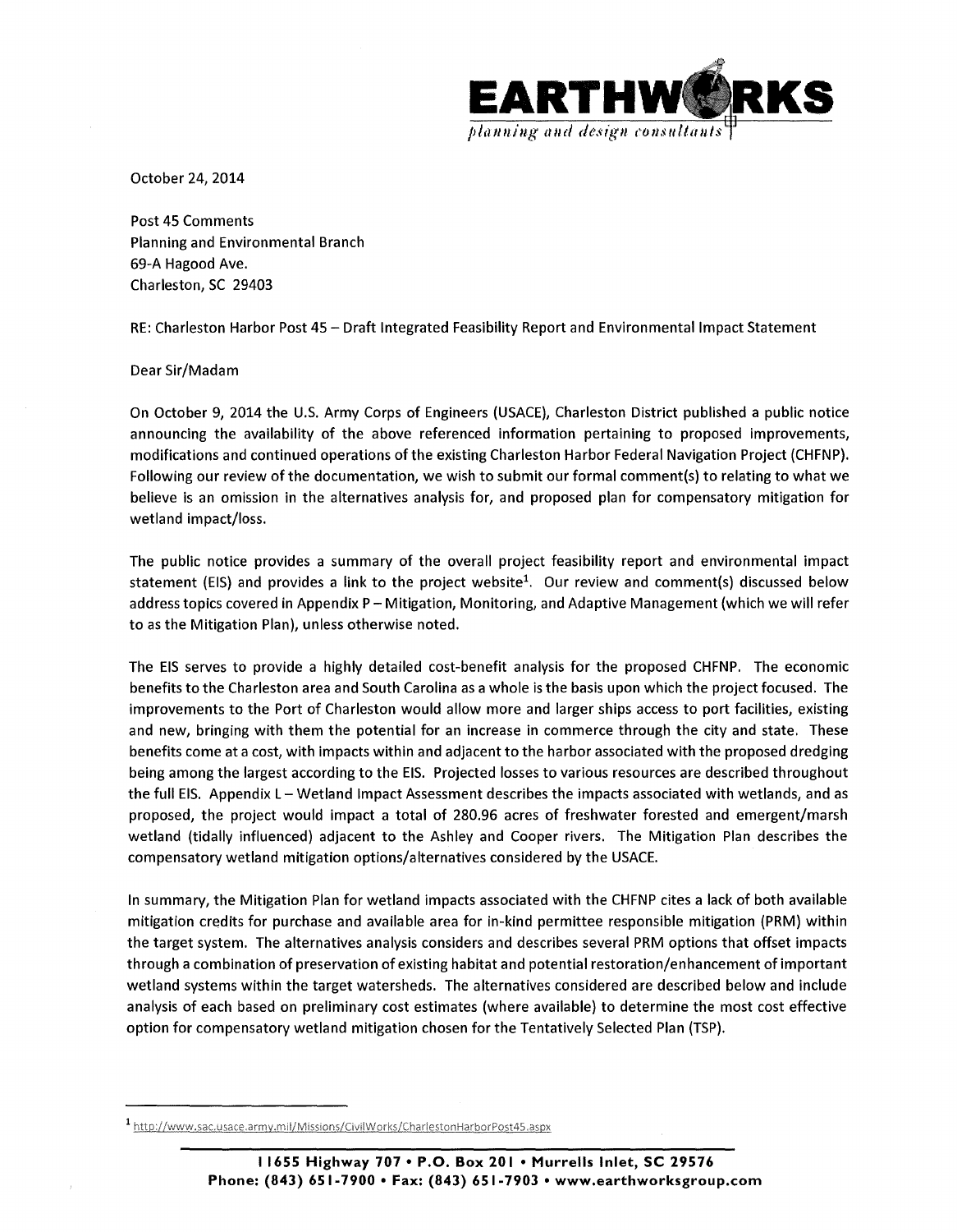EARTHWORKS
*planning and design consultants*

October 24, 2014

Post 45 Comments
Planning and Environmental Branch
69-A Hagood Ave.
Charleston, SC 29403

RE: Charleston Harbor Post 45 – Draft Integrated Feasibility Report and Environmental Impact Statement

Dear Sir/Madam

On October 9, 2014 the U.S. Army Corps of Engineers (USACE), Charleston District published a public notice announcing the availability of the above referenced information pertaining to proposed improvements, modifications and continued operations of the existing Charleston Harbor Federal Navigation Project (CHFNP). Following our review of the documentation, we wish to submit our formal comment(s) to relating to what we believe is an omission in the alternatives analysis for, and proposed plan for compensatory mitigation for wetland impact/loss.

The public notice provides a summary of the overall project feasibility report and environmental impact statement (EIS) and provides a link to the project website[1]. Our review and comment(s) discussed below address topics covered in Appendix P – Mitigation, Monitoring, and Adaptive Management (which we will refer to as the Mitigation Plan), unless otherwise noted.

The EIS serves to provide a highly detailed cost-benefit analysis for the proposed CHFNP. The economic benefits to the Charleston area and South Carolina as a whole is the basis upon which the project focused. The improvements to the Port of Charleston would allow more and larger ships access to port facilities, existing and new, bringing with them the potential for an increase in commerce through the city and state. These benefits come at a cost, with impacts within and adjacent to the harbor associated with the proposed dredging being among the largest according to the EIS. Projected losses to various resources are described throughout the full EIS. Appendix L – Wetland Impact Assessment describes the impacts associated with wetlands, and as proposed, the project would impact a total of 280.96 acres of freshwater forested and emergent/marsh wetland (tidally influenced) adjacent to the Ashley and Cooper rivers. The Mitigation Plan describes the compensatory wetland mitigation options/alternatives considered by the USACE.

In summary, the Mitigation Plan for wetland impacts associated with the CHFNP cites a lack of both available mitigation credits for purchase and available area for in-kind permittee responsible mitigation (PRM) within the target system. The alternatives analysis considers and describes several PRM options that offset impacts through a combination of preservation of existing habitat and potential restoration/enhancement of important wetland systems within the target watersheds. The alternatives considered are described below and include analysis of each based on preliminary cost estimates (where available) to determine the most cost effective option for compensatory wetland mitigation chosen for the Tentatively Selected Plan (TSP).

[1] http://www.sac.usace.army.mil/Missions/CivilWorks/CharlestonHarborPost45.aspx

11655 Highway 707 • P.O. Box 201 • Murrells Inlet, SC 29576
Phone: (843) 651-7900 • Fax: (843) 651-7903 • www.earthworksgroup.com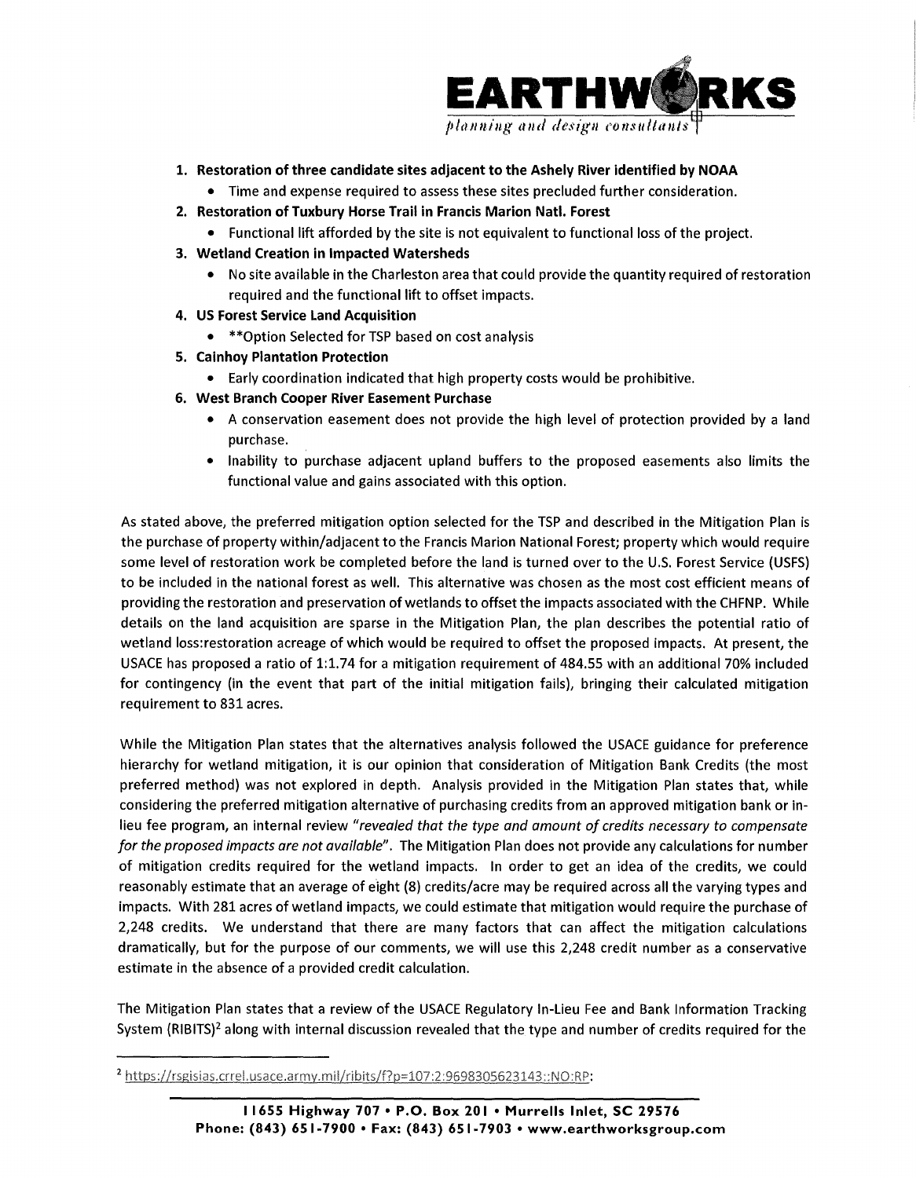1. **Restoration of three candidate sites adjacent to the Ashely River identified by NOAA**
    - Time and expense required to assess these sites precluded further consideration.
2. **Restoration of Tuxbury Horse Trail in Francis Marion Natl. Forest**
    - Functional lift afforded by the site is not equivalent to functional loss of the project.
3. **Wetland Creation in Impacted Watersheds**
    - No site available in the Charleston area that could provide the quantity required of restoration required and the functional lift to offset impacts.
4. **US Forest Service Land Acquisition**
    - **Option Selected for TSP based on cost analysis
5. **Cainhoy Plantation Protection**
    - Early coordination indicated that high property costs would be prohibitive.
6. **West Branch Cooper River Easement Purchase**
    - A conservation easement does not provide the high level of protection provided by a land purchase.
    - Inability to purchase adjacent upland buffers to the proposed easements also limits the functional value and gains associated with this option.

As stated above, the preferred mitigation option selected for the TSP and described in the Mitigation Plan is the purchase of property within/adjacent to the Francis Marion National Forest; property which would require some level of restoration work be completed before the land is turned over to the U.S. Forest Service (USFS) to be included in the national forest as well. This alternative was chosen as the most cost efficient means of providing the restoration and preservation of wetlands to offset the impacts associated with the CHFNP. While details on the land acquisition are sparse in the Mitigation Plan, the plan describes the potential ratio of wetland loss:restoration acreage of which would be required to offset the proposed impacts. At present, the USACE has proposed a ratio of 1:1.74 for a mitigation requirement of 484.55 with an additional 70% included for contingency (in the event that part of the initial mitigation fails), bringing their calculated mitigation requirement to 831 acres.

While the Mitigation Plan states that the alternatives analysis followed the USACE guidance for preference hierarchy for wetland mitigation, it is our opinion that consideration of Mitigation Bank Credits (the most preferred method) was not explored in depth. Analysis provided in the Mitigation Plan states that, while considering the preferred mitigation alternative of purchasing credits from an approved mitigation bank or in-lieu fee program, an internal review *"revealed that the type and amount of credits necessary to compensate for the proposed impacts are not available"*. The Mitigation Plan does not provide any calculations for number of mitigation credits required for the wetland impacts. In order to get an idea of the credits, we could reasonably estimate that an average of eight (8) credits/acre may be required across all the varying types and impacts. With 281 acres of wetland impacts, we could estimate that mitigation would require the purchase of 2,248 credits. We understand that there are many factors that can affect the mitigation calculations dramatically, but for the purpose of our comments, we will use this 2,248 credit number as a conservative estimate in the absence of a provided credit calculation.

The Mitigation Plan states that a review of the USACE Regulatory In-Lieu Fee and Bank Information Tracking System (RIBITS)[2] along with internal discussion revealed that the type and number of credits required for the

[2] https://rsgisias.crrel.usace.army.mil/ribits/f?p=107:2:9698305623143::NO:RP: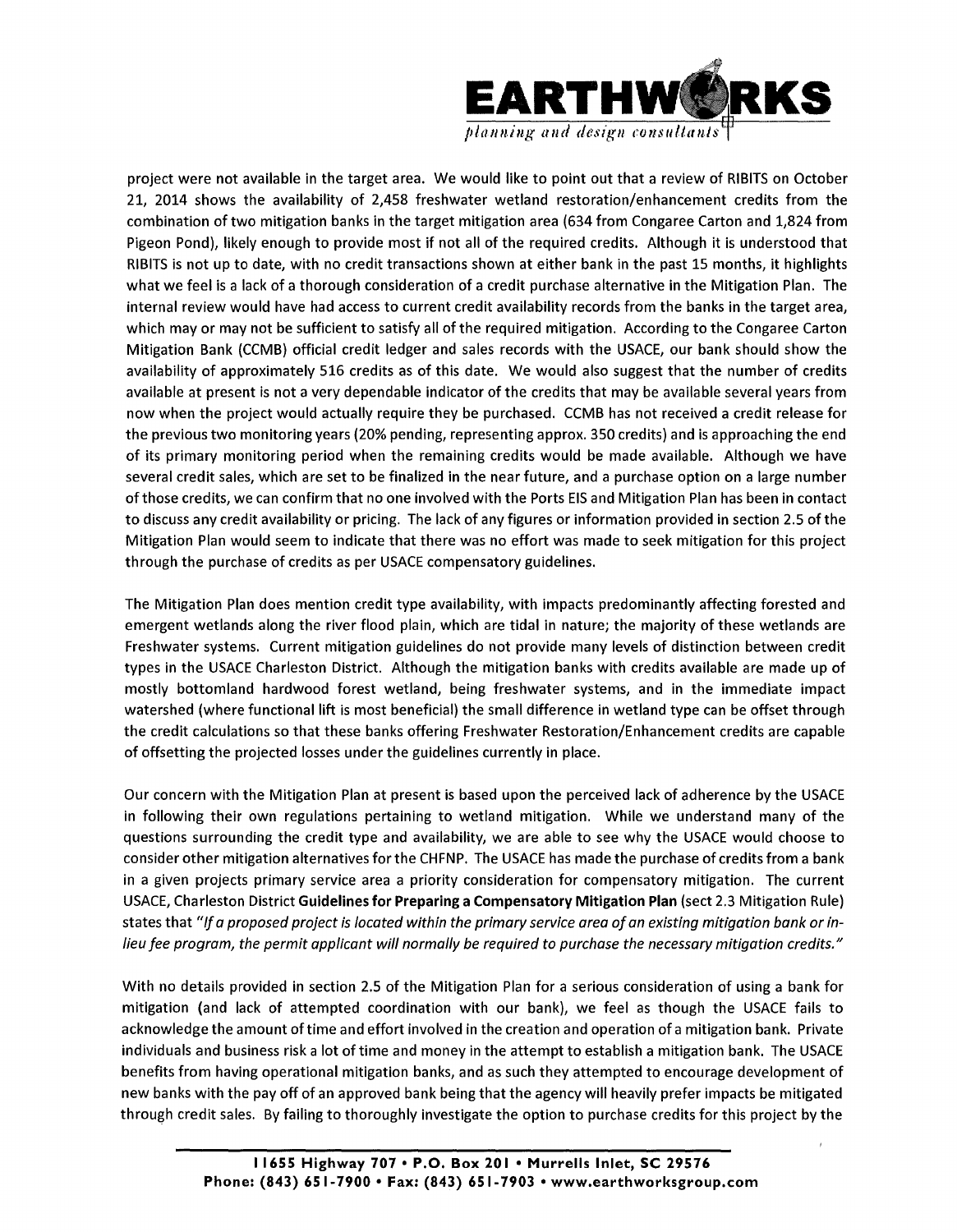project were not available in the target area. We would like to point out that a review of RIBITS on October 21, 2014 shows the availability of 2,458 freshwater wetland restoration/enhancement credits from the combination of two mitigation banks in the target mitigation area (634 from Congaree Carton and 1,824 from Pigeon Pond), likely enough to provide most if not all of the required credits. Although it is understood that RIBITS is not up to date, with no credit transactions shown at either bank in the past 15 months, it highlights what we feel is a lack of a thorough consideration of a credit purchase alternative in the Mitigation Plan. The internal review would have had access to current credit availability records from the banks in the target area, which may or may not be sufficient to satisfy all of the required mitigation. According to the Congaree Carton Mitigation Bank (CCMB) official credit ledger and sales records with the USACE, our bank should show the availability of approximately 516 credits as of this date. We would also suggest that the number of credits available at present is not a very dependable indicator of the credits that may be available several years from now when the project would actually require they be purchased. CCMB has not received a credit release for the previous two monitoring years (20% pending, representing approx. 350 credits) and is approaching the end of its primary monitoring period when the remaining credits would be made available. Although we have several credit sales, which are set to be finalized in the near future, and a purchase option on a large number of those credits, we can confirm that no one involved with the Ports EIS and Mitigation Plan has been in contact to discuss any credit availability or pricing. The lack of any figures or information provided in section 2.5 of the Mitigation Plan would seem to indicate that there was no effort was made to seek mitigation for this project through the purchase of credits as per USACE compensatory guidelines.

The Mitigation Plan does mention credit type availability, with impacts predominantly affecting forested and emergent wetlands along the river flood plain, which are tidal in nature; the majority of these wetlands are Freshwater systems. Current mitigation guidelines do not provide many levels of distinction between credit types in the USACE Charleston District. Although the mitigation banks with credits available are made up of mostly bottomland hardwood forest wetland, being freshwater systems, and in the immediate impact watershed (where functional lift is most beneficial) the small difference in wetland type can be offset through the credit calculations so that these banks offering Freshwater Restoration/Enhancement credits are capable of offsetting the projected losses under the guidelines currently in place.

Our concern with the Mitigation Plan at present is based upon the perceived lack of adherence by the USACE in following their own regulations pertaining to wetland mitigation. While we understand many of the questions surrounding the credit type and availability, we are able to see why the USACE would choose to consider other mitigation alternatives for the CHFNP. The USACE has made the purchase of credits from a bank in a given projects primary service area a priority consideration for compensatory mitigation. The current USACE, Charleston District **Guidelines for Preparing a Compensatory Mitigation Plan** (sect 2.3 Mitigation Rule) states that *"If a proposed project is located within the primary service area of an existing mitigation bank or in-lieu fee program, the permit applicant will normally be required to purchase the necessary mitigation credits."*

With no details provided in section 2.5 of the Mitigation Plan for a serious consideration of using a bank for mitigation (and lack of attempted coordination with our bank), we feel as though the USACE fails to acknowledge the amount of time and effort involved in the creation and operation of a mitigation bank. Private individuals and business risk a lot of time and money in the attempt to establish a mitigation bank. The USACE benefits from having operational mitigation banks, and as such they attempted to encourage development of new banks with the pay off of an approved bank being that the agency will heavily prefer impacts be mitigated through credit sales. By failing to thoroughly investigate the option to purchase credits for this project by the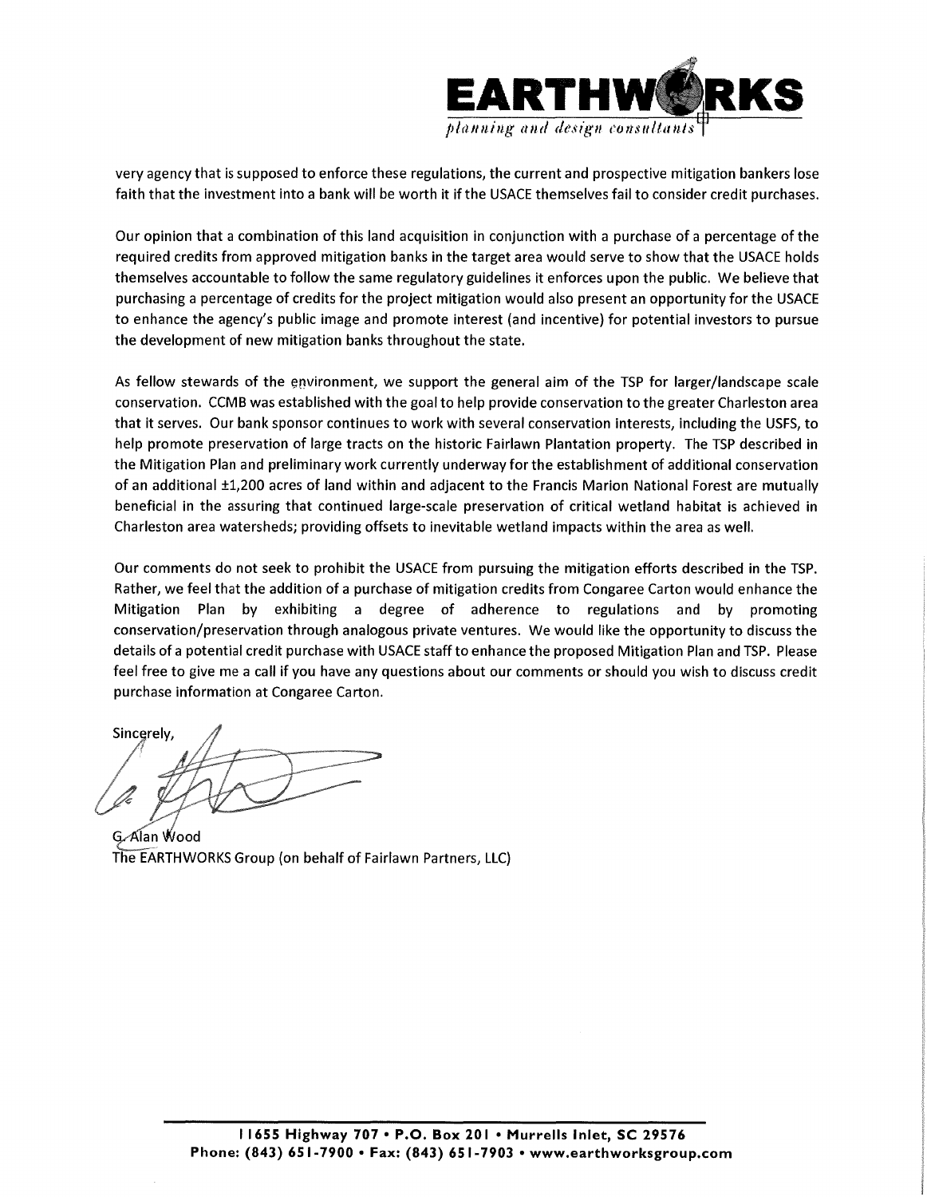very agency that is supposed to enforce these regulations, the current and prospective mitigation bankers lose faith that the investment into a bank will be worth it if the USACE themselves fail to consider credit purchases.

Our opinion that a combination of this land acquisition in conjunction with a purchase of a percentage of the required credits from approved mitigation banks in the target area would serve to show that the USACE holds themselves accountable to follow the same regulatory guidelines it enforces upon the public. We believe that purchasing a percentage of credits for the project mitigation would also present an opportunity for the USACE to enhance the agency's public image and promote interest (and incentive) for potential investors to pursue the development of new mitigation banks throughout the state.

As fellow stewards of the environment, we support the general aim of the TSP for larger/landscape scale conservation. CCMB was established with the goal to help provide conservation to the greater Charleston area that it serves. Our bank sponsor continues to work with several conservation interests, including the USFS, to help promote preservation of large tracts on the historic Fairlawn Plantation property. The TSP described in the Mitigation Plan and preliminary work currently underway for the establishment of additional conservation of an additional ±1,200 acres of land within and adjacent to the Francis Marion National Forest are mutually beneficial in the assuring that continued large-scale preservation of critical wetland habitat is achieved in Charleston area watersheds; providing offsets to inevitable wetland impacts within the area as well.

Our comments do not seek to prohibit the USACE from pursuing the mitigation efforts described in the TSP. Rather, we feel that the addition of a purchase of mitigation credits from Congaree Carton would enhance the Mitigation Plan by exhibiting a degree of adherence to regulations and by promoting conservation/preservation through analogous private ventures. We would like the opportunity to discuss the details of a potential credit purchase with USACE staff to enhance the proposed Mitigation Plan and TSP. Please feel free to give me a call if you have any questions about our comments or should you wish to discuss credit purchase information at Congaree Carton.

Sincerely,

G. Alan Wood
The EARTHWORKS Group (on behalf of Fairlawn Partners, LLC)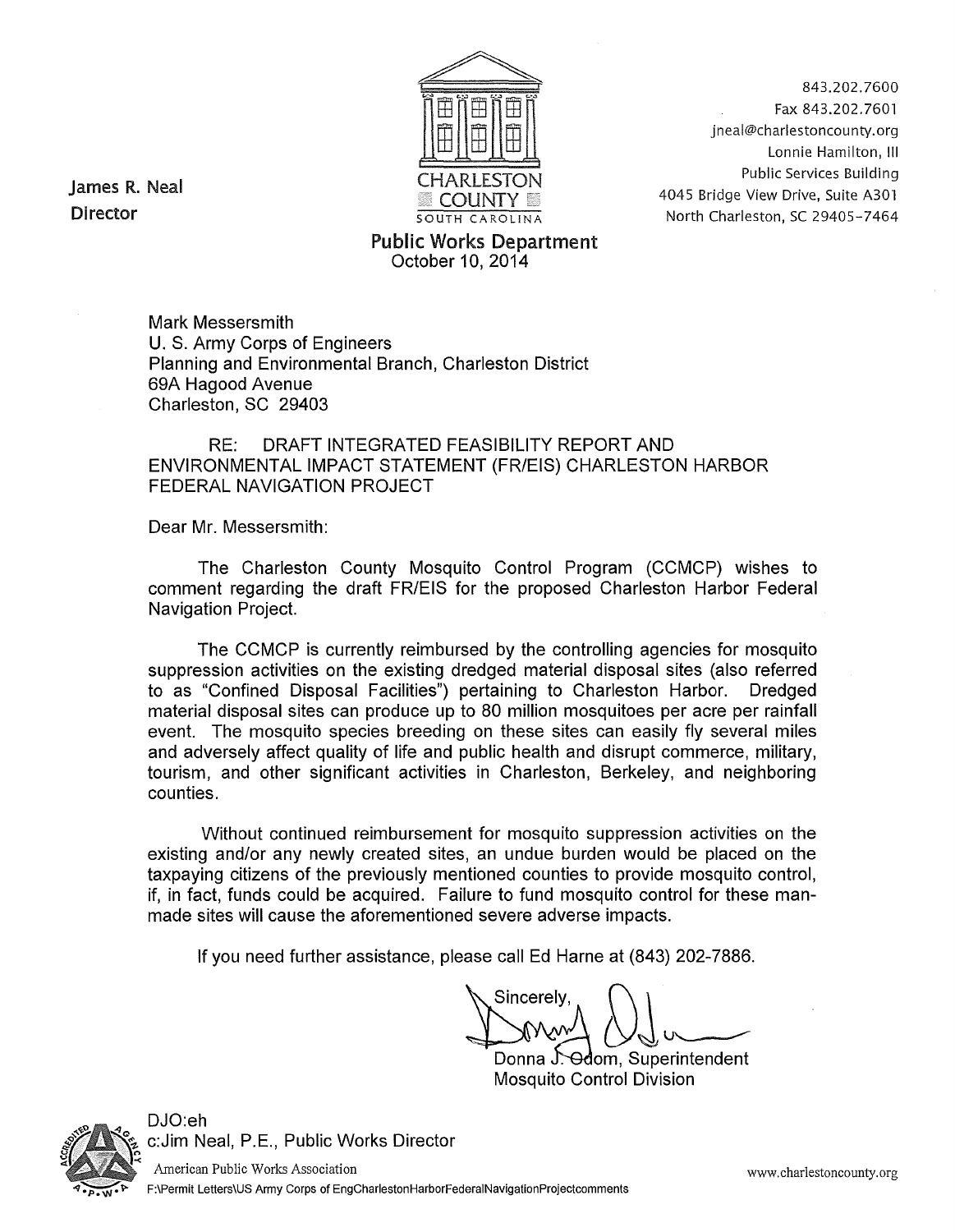James R. Neal
Director

CHARLESTON COUNTY
SOUTH CAROLINA

843.202.7600
Fax 843.202.7601
jneal@charlestoncounty.org
Lonnie Hamilton, III
Public Services Building
4045 Bridge View Drive, Suite A301
North Charleston, SC 29405-7464

**Public Works Department**

October 10, 2014

Mark Messersmith
U. S. Army Corps of Engineers
Planning and Environmental Branch, Charleston District
69A Hagood Avenue
Charleston, SC 29403

RE: DRAFT INTEGRATED FEASIBILITY REPORT AND ENVIRONMENTAL IMPACT STATEMENT (FR/EIS) CHARLESTON HARBOR FEDERAL NAVIGATION PROJECT

Dear Mr. Messersmith:

The Charleston County Mosquito Control Program (CCMCP) wishes to comment regarding the draft FR/EIS for the proposed Charleston Harbor Federal Navigation Project.

The CCMCP is currently reimbursed by the controlling agencies for mosquito suppression activities on the existing dredged material disposal sites (also referred to as "Confined Disposal Facilities") pertaining to Charleston Harbor. Dredged material disposal sites can produce up to 80 million mosquitoes per acre per rainfall event. The mosquito species breeding on these sites can easily fly several miles and adversely affect quality of life and public health and disrupt commerce, military, tourism, and other significant activities in Charleston, Berkeley, and neighboring counties.

Without continued reimbursement for mosquito suppression activities on the existing and/or any newly created sites, an undue burden would be placed on the taxpaying citizens of the previously mentioned counties to provide mosquito control, if, in fact, funds could be acquired. Failure to fund mosquito control for these man-made sites will cause the aforementioned severe adverse impacts.

If you need further assistance, please call Ed Harne at (843) 202-7886.

Sincerely,

Donna J. Odom, Superintendent
Mosquito Control Division

DJO:eh
c:Jim Neal, P.E., Public Works Director

American Public Works Association

F:\Permit Letters\US Army Corps of EngCharlestonHarborFederalNavigationProjectcomments

www.charlestoncounty.org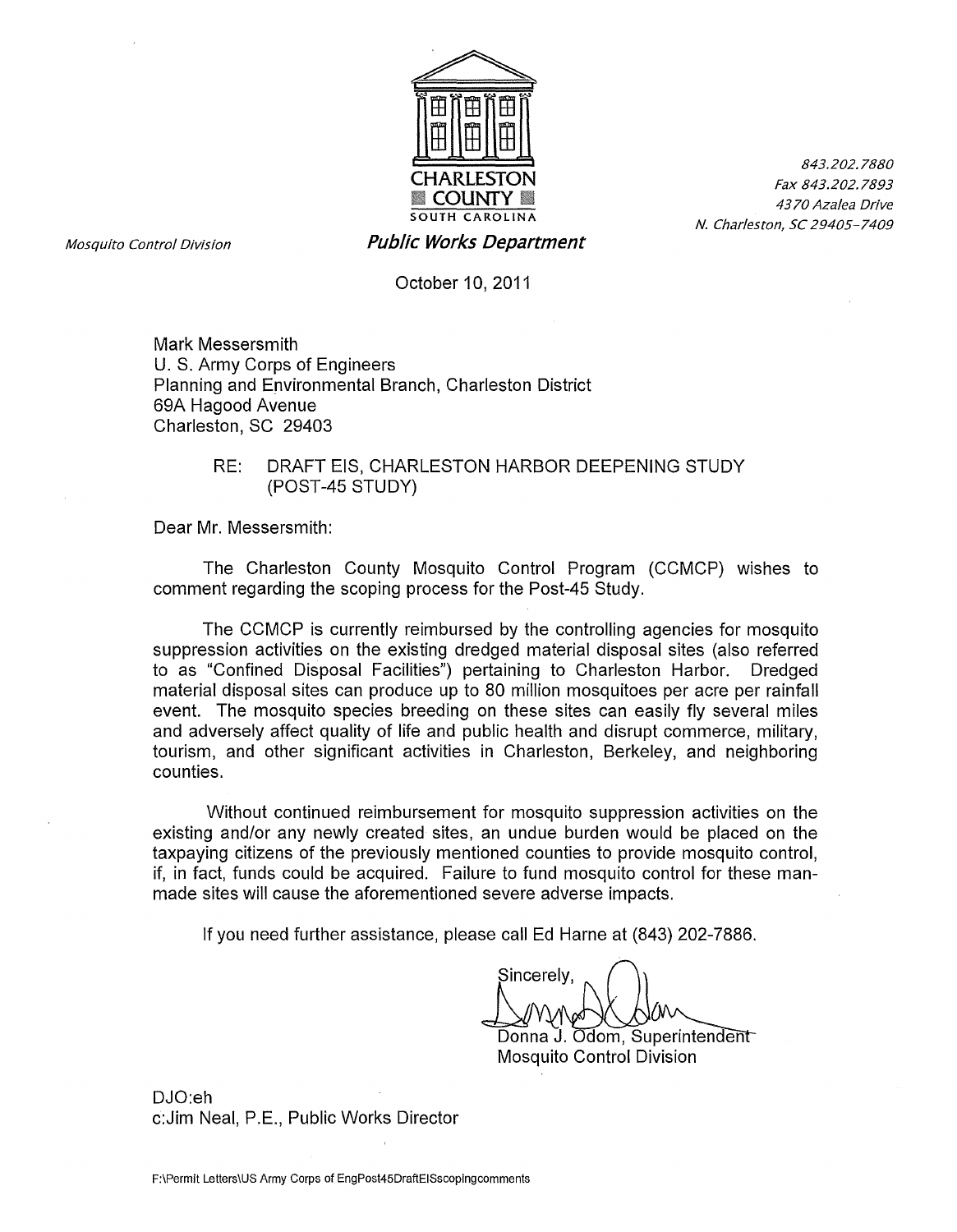CHARLESTON COUNTY
SOUTH CAROLINA

*Mosquito Control Division*

***Public Works Department***

*843.202.7880*
*Fax 843.202.7893*
*4370 Azalea Drive*
*N. Charleston, SC 29405-7409*

October 10, 2011

Mark Messersmith
U. S. Army Corps of Engineers
Planning and Environmental Branch, Charleston District
69A Hagood Avenue
Charleston, SC 29403

RE: DRAFT EIS, CHARLESTON HARBOR DEEPENING STUDY (POST-45 STUDY)

Dear Mr. Messersmith:

The Charleston County Mosquito Control Program (CCMCP) wishes to comment regarding the scoping process for the Post-45 Study.

The CCMCP is currently reimbursed by the controlling agencies for mosquito suppression activities on the existing dredged material disposal sites (also referred to as "Confined Disposal Facilities") pertaining to Charleston Harbor. Dredged material disposal sites can produce up to 80 million mosquitoes per acre per rainfall event. The mosquito species breeding on these sites can easily fly several miles and adversely affect quality of life and public health and disrupt commerce, military, tourism, and other significant activities in Charleston, Berkeley, and neighboring counties.

Without continued reimbursement for mosquito suppression activities on the existing and/or any newly created sites, an undue burden would be placed on the taxpaying citizens of the previously mentioned counties to provide mosquito control, if, in fact, funds could be acquired. Failure to fund mosquito control for these man-made sites will cause the aforementioned severe adverse impacts.

If you need further assistance, please call Ed Harne at (843) 202-7886.

Sincerely,

Donna J. Odom, Superintendent
Mosquito Control Division

DJO:eh
c:Jim Neal, P.E., Public Works Director

F:\Permit Letters\US Army Corps of EngPost45DraftEISscopingcomments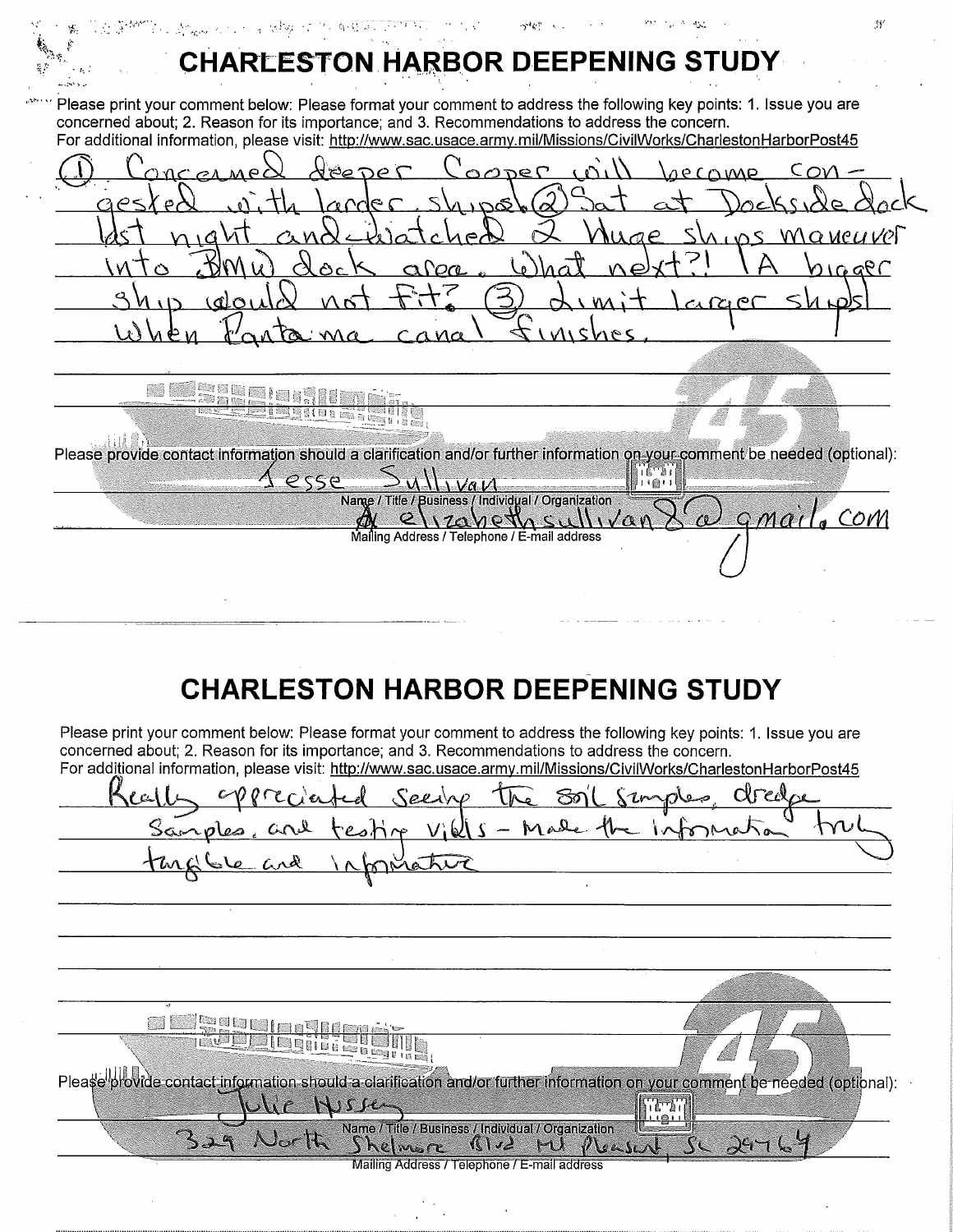# CHARLESTON HARBOR DEEPENING STUDY

Please print your comment below: Please format your comment to address the following key points: 1. Issue you are concerned about; 2. Reason for its importance; and 3. Recommendations to address the concern.
For additional information, please visit: http://www.sac.usace.army.mil/Missions/CivilWorks/CharlestonHarborPost45

(1) Concerned deeper Cooper will become congested with larger ships. (2) Sat at Dockside dock last night and watched 2 huge ships maneuver into BMW dock area. What next?! A bigger ship would not fit? (3) Limit larger ships when Panama canal finishes.

Please provide contact information should a clarification and/or further information on your comment be needed (optional):

Jesse Sullivan

Name / Title / Business / Individual / Organization

elizabethsullivan8@gmail.com

Mailing Address / Telephone / E-mail address

---

# CHARLESTON HARBOR DEEPENING STUDY

Please print your comment below: Please format your comment to address the following key points: 1. Issue you are concerned about; 2. Reason for its importance; and 3. Recommendations to address the concern.
For additional information, please visit: http://www.sac.usace.army.mil/Missions/CivilWorks/CharlestonHarborPost45

Really appreciated seeing the soil samples, dredge samples, and testing vials - Made the information truly tangible and informative

Please provide contact information should a clarification and/or further information on your comment be needed (optional):

Julie Hussey

Name / Title / Business / Individual / Organization

329 North Shelmore Blvd Mt Pleasant, SC 29464

Mailing Address / Telephone / E-mail address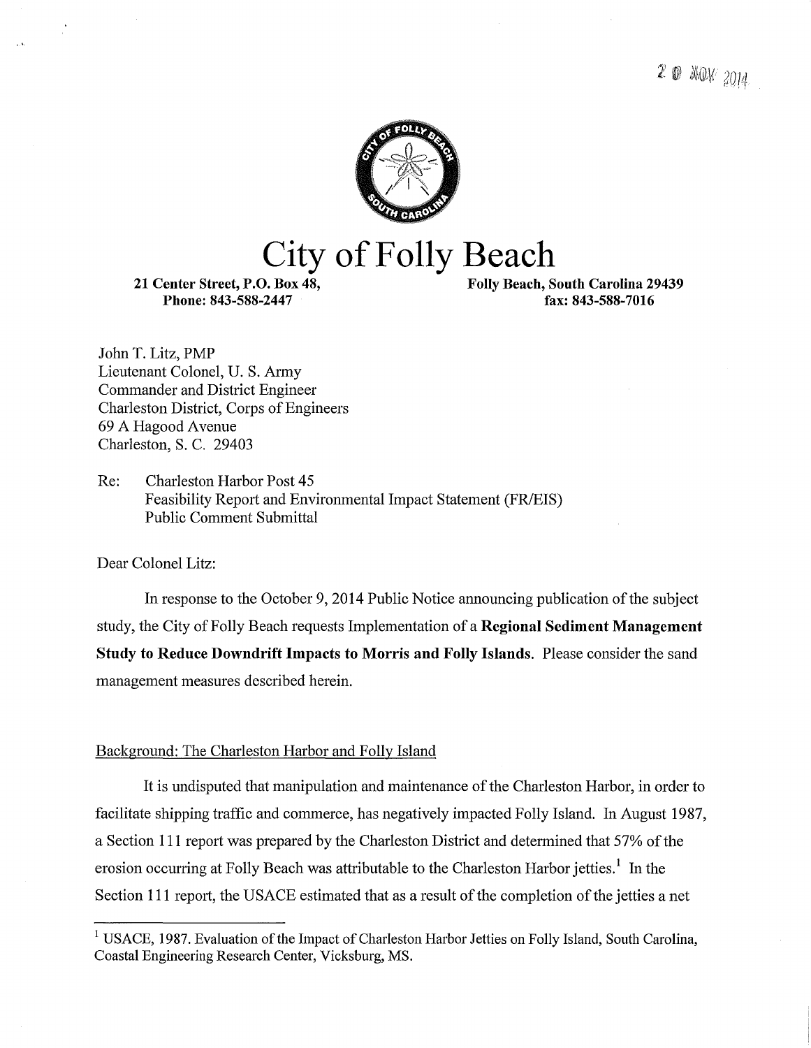2 0 NOV 2014

# City of Folly Beach

**21 Center Street, P.O. Box 48,**
**Phone: 843-588-2447**

**Folly Beach, South Carolina 29439**
**fax: 843-588-7016**

John T. Litz, PMP
Lieutenant Colonel, U. S. Army
Commander and District Engineer
Charleston District, Corps of Engineers
69 A Hagood Avenue
Charleston, S. C. 29403

Re: Charleston Harbor Post 45
Feasibility Report and Environmental Impact Statement (FR/EIS)
Public Comment Submittal

Dear Colonel Litz:

In response to the October 9, 2014 Public Notice announcing publication of the subject study, the City of Folly Beach requests Implementation of a **Regional Sediment Management Study to Reduce Downdrift Impacts to Morris and Folly Islands**. Please consider the sand management measures described herein.

Background: The Charleston Harbor and Folly Island

It is undisputed that manipulation and maintenance of the Charleston Harbor, in order to facilitate shipping traffic and commerce, has negatively impacted Folly Island. In August 1987, a Section 111 report was prepared by the Charleston District and determined that 57% of the erosion occurring at Folly Beach was attributable to the Charleston Harbor jetties.[1] In the Section 111 report, the USACE estimated that as a result of the completion of the jetties a net

[1] USACE, 1987. Evaluation of the Impact of Charleston Harbor Jetties on Folly Island, South Carolina, Coastal Engineering Research Center, Vicksburg, MS.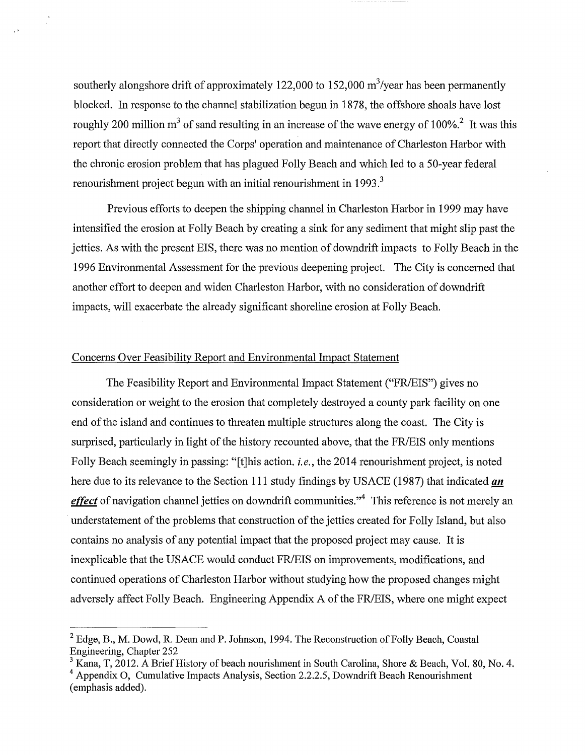southerly alongshore drift of approximately 122,000 to 152,000 $m^3$/year has been permanently blocked. In response to the channel stabilization begun in 1878, the offshore shoals have lost roughly 200 million $m^3$ of sand resulting in an increase of the wave energy of 100%.[2] It was this report that directly connected the Corps' operation and maintenance of Charleston Harbor with the chronic erosion problem that has plagued Folly Beach and which led to a 50-year federal renourishment project begun with an initial renourishment in 1993.[3]

Previous efforts to deepen the shipping channel in Charleston Harbor in 1999 may have intensified the erosion at Folly Beach by creating a sink for any sediment that might slip past the jetties. As with the present EIS, there was no mention of downdrift impacts to Folly Beach in the 1996 Environmental Assessment for the previous deepening project. The City is concerned that another effort to deepen and widen Charleston Harbor, with no consideration of downdrift impacts, will exacerbate the already significant shoreline erosion at Folly Beach.

## Concerns Over Feasibility Report and Environmental Impact Statement

The Feasibility Report and Environmental Impact Statement ("FR/EIS") gives no consideration or weight to the erosion that completely destroyed a county park facility on one end of the island and continues to threaten multiple structures along the coast. The City is surprised, particularly in light of the history recounted above, that the FR/EIS only mentions Folly Beach seemingly in passing: "[t]his action. *i.e.*, the 2014 renourishment project, is noted here due to its relevance to the Section 111 study findings by USACE (1987) that indicated ***an effect*** of navigation channel jetties on downdrift communities."[4] This reference is not merely an understatement of the problems that construction of the jetties created for Folly Island, but also contains no analysis of any potential impact that the proposed project may cause. It is inexplicable that the USACE would conduct FR/EIS on improvements, modifications, and continued operations of Charleston Harbor without studying how the proposed changes might adversely affect Folly Beach. Engineering Appendix A of the FR/EIS, where one might expect

[2] Edge, B., M. Dowd, R. Dean and P. Johnson, 1994. The Reconstruction of Folly Beach, Coastal Engineering, Chapter 252

[3] Kana, T, 2012. A Brief History of beach nourishment in South Carolina, Shore & Beach, Vol. 80, No. 4.

[4] Appendix O, Cumulative Impacts Analysis, Section 2.2.2.5, Downdrift Beach Renourishment (emphasis added).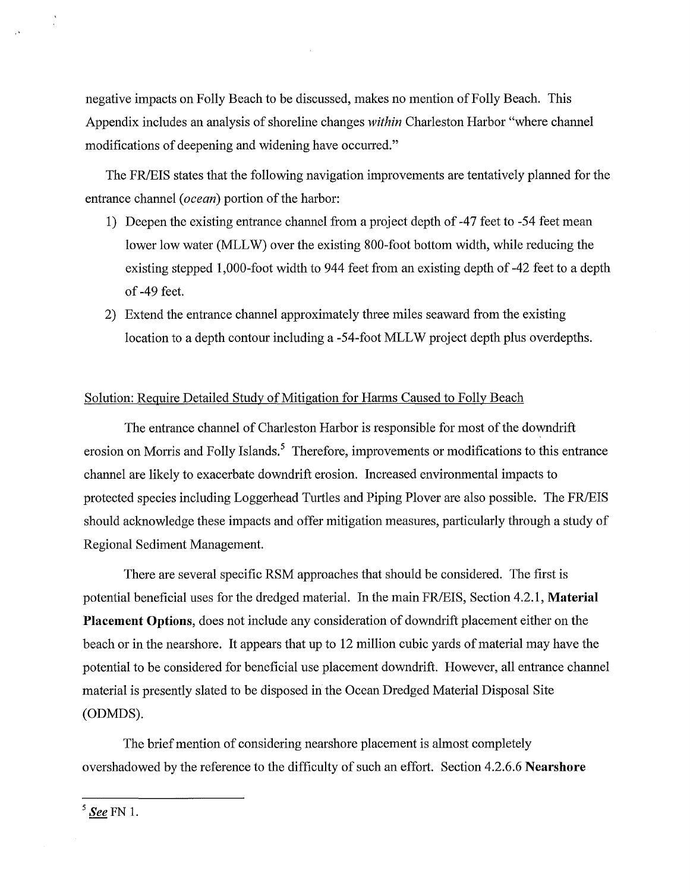negative impacts on Folly Beach to be discussed, makes no mention of Folly Beach. This Appendix includes an analysis of shoreline changes *within* Charleston Harbor "where channel modifications of deepening and widening have occurred."

The FR/EIS states that the following navigation improvements are tentatively planned for the entrance channel (*ocean*) portion of the harbor:

1) Deepen the existing entrance channel from a project depth of -47 feet to -54 feet mean lower low water (MLLW) over the existing 800-foot bottom width, while reducing the existing stepped 1,000-foot width to 944 feet from an existing depth of -42 feet to a depth of -49 feet.
2) Extend the entrance channel approximately three miles seaward from the existing location to a depth contour including a -54-foot MLLW project depth plus overdepths.

Solution: Require Detailed Study of Mitigation for Harms Caused to Folly Beach

The entrance channel of Charleston Harbor is responsible for most of the downdrift erosion on Morris and Folly Islands.[5] Therefore, improvements or modifications to this entrance channel are likely to exacerbate downdrift erosion. Increased environmental impacts to protected species including Loggerhead Turtles and Piping Plover are also possible. The FR/EIS should acknowledge these impacts and offer mitigation measures, particularly through a study of Regional Sediment Management.

There are several specific RSM approaches that should be considered. The first is potential beneficial uses for the dredged material. In the main FR/EIS, Section 4.2.1, **Material Placement Options**, does not include any consideration of downdrift placement either on the beach or in the nearshore. It appears that up to 12 million cubic yards of material may have the potential to be considered for beneficial use placement downdrift. However, all entrance channel material is presently slated to be disposed in the Ocean Dredged Material Disposal Site (ODMDS).

The brief mention of considering nearshore placement is almost completely overshadowed by the reference to the difficulty of such an effort. Section 4.2.6.6 **Nearshore**

---

[5] ***See*** FN 1.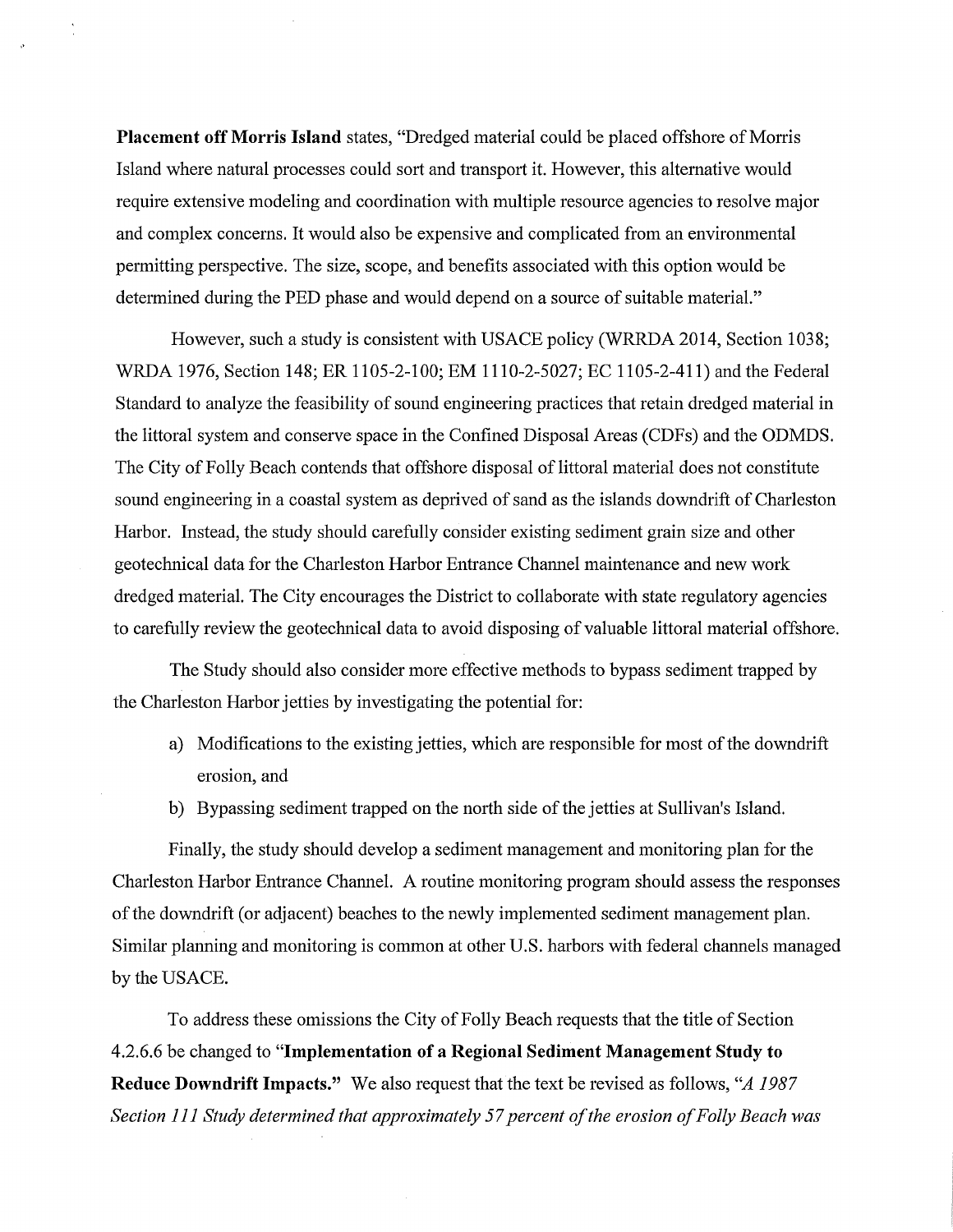**Placement off Morris Island** states, "Dredged material could be placed offshore of Morris Island where natural processes could sort and transport it. However, this alternative would require extensive modeling and coordination with multiple resource agencies to resolve major and complex concerns. It would also be expensive and complicated from an environmental permitting perspective. The size, scope, and benefits associated with this option would be determined during the PED phase and would depend on a source of suitable material."

However, such a study is consistent with USACE policy (WRRDA 2014, Section 1038; WRDA 1976, Section 148; ER 1105-2-100; EM 1110-2-5027; EC 1105-2-411) and the Federal Standard to analyze the feasibility of sound engineering practices that retain dredged material in the littoral system and conserve space in the Confined Disposal Areas (CDFs) and the ODMDS. The City of Folly Beach contends that offshore disposal of littoral material does not constitute sound engineering in a coastal system as deprived of sand as the islands downdrift of Charleston Harbor. Instead, the study should carefully consider existing sediment grain size and other geotechnical data for the Charleston Harbor Entrance Channel maintenance and new work dredged material. The City encourages the District to collaborate with state regulatory agencies to carefully review the geotechnical data to avoid disposing of valuable littoral material offshore.

The Study should also consider more effective methods to bypass sediment trapped by the Charleston Harbor jetties by investigating the potential for:

a) Modifications to the existing jetties, which are responsible for most of the downdrift erosion, and
b) Bypassing sediment trapped on the north side of the jetties at Sullivan's Island.

Finally, the study should develop a sediment management and monitoring plan for the Charleston Harbor Entrance Channel. A routine monitoring program should assess the responses of the downdrift (or adjacent) beaches to the newly implemented sediment management plan. Similar planning and monitoring is common at other U.S. harbors with federal channels managed by the USACE.

To address these omissions the City of Folly Beach requests that the title of Section 4.2.6.6 be changed to "**Implementation of a Regional Sediment Management Study to Reduce Downdrift Impacts.**" We also request that the text be revised as follows, "*A 1987 Section 111 Study determined that approximately 57 percent of the erosion of Folly Beach was*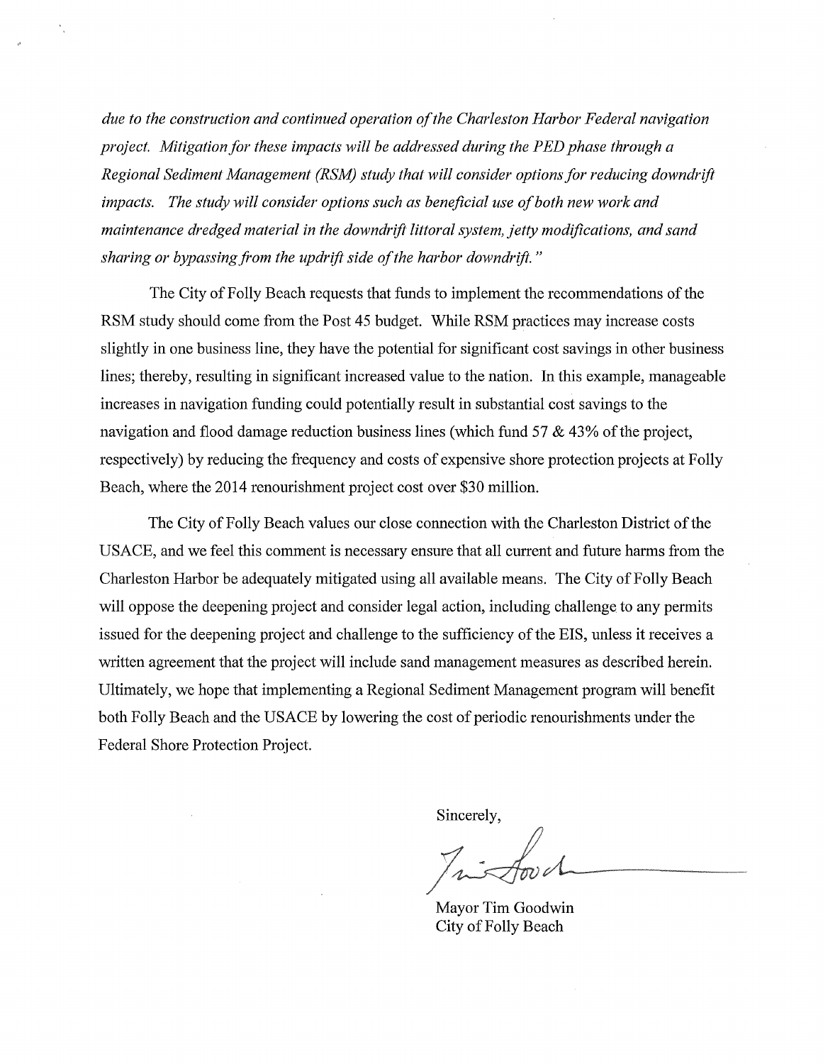*due to the construction and continued operation of the Charleston Harbor Federal navigation project. Mitigation for these impacts will be addressed during the PED phase through a Regional Sediment Management (RSM) study that will consider options for reducing downdrift impacts. The study will consider options such as beneficial use of both new work and maintenance dredged material in the downdrift littoral system, jetty modifications, and sand sharing or bypassing from the updrift side of the harbor downdrift."*

The City of Folly Beach requests that funds to implement the recommendations of the RSM study should come from the Post 45 budget. While RSM practices may increase costs slightly in one business line, they have the potential for significant cost savings in other business lines; thereby, resulting in significant increased value to the nation. In this example, manageable increases in navigation funding could potentially result in substantial cost savings to the navigation and flood damage reduction business lines (which fund 57 & 43% of the project, respectively) by reducing the frequency and costs of expensive shore protection projects at Folly Beach, where the 2014 renourishment project cost over $30 million.

The City of Folly Beach values our close connection with the Charleston District of the USACE, and we feel this comment is necessary ensure that all current and future harms from the Charleston Harbor be adequately mitigated using all available means. The City of Folly Beach will oppose the deepening project and consider legal action, including challenge to any permits issued for the deepening project and challenge to the sufficiency of the EIS, unless it receives a written agreement that the project will include sand management measures as described herein. Ultimately, we hope that implementing a Regional Sediment Management program will benefit both Folly Beach and the USACE by lowering the cost of periodic renourishments under the Federal Shore Protection Project.

Sincerely,

Mayor Tim Goodwin
City of Folly Beach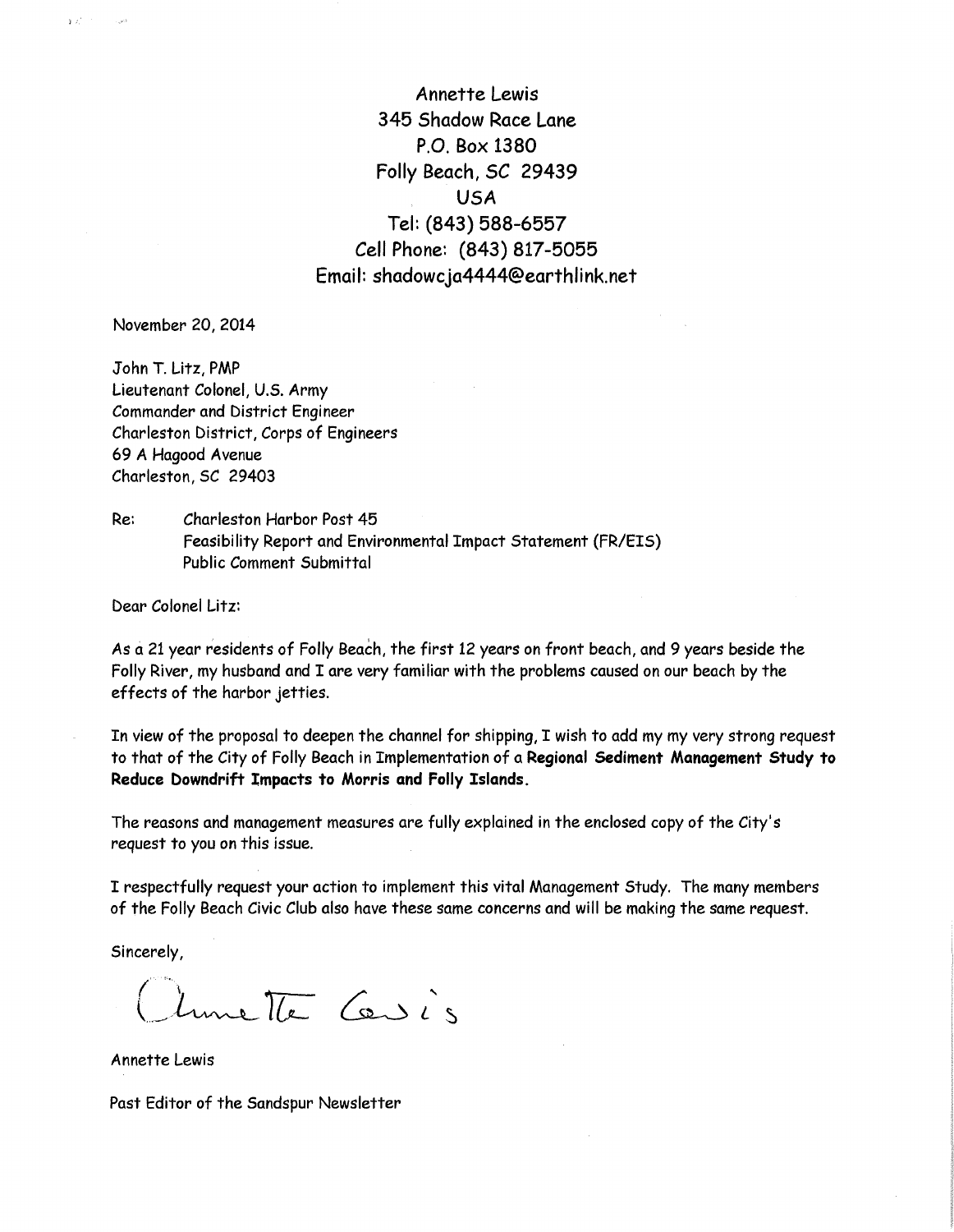Annette Lewis
345 Shadow Race Lane
P.O. Box 1380
Folly Beach, SC 29439
USA
Tel: (843) 588-6557
Cell Phone: (843) 817-5055
Email: shadowcja4444@earthlink.net

November 20, 2014

John T. Litz, PMP
Lieutenant Colonel, U.S. Army
Commander and District Engineer
Charleston District, Corps of Engineers
69 A Hagood Avenue
Charleston, SC 29403

Re: Charleston Harbor Post 45
Feasibility Report and Environmental Impact Statement (FR/EIS)
Public Comment Submittal

Dear Colonel Litz:

As a 21 year residents of Folly Beach, the first 12 years on front beach, and 9 years beside the Folly River, my husband and I are very familiar with the problems caused on our beach by the effects of the harbor jetties.

In view of the proposal to deepen the channel for shipping, I wish to add my my very strong request to that of the City of Folly Beach in Implementation of a **Regional Sediment Management Study to Reduce Downdrift Impacts to Morris and Folly Islands.**

The reasons and management measures are fully explained in the enclosed copy of the City's request to you on this issue.

I respectfully request your action to implement this vital Management Study. The many members of the Folly Beach Civic Club also have these same concerns and will be making the same request.

Sincerely,

Annette Lewis

Annette Lewis

Past Editor of the Sandspur Newsletter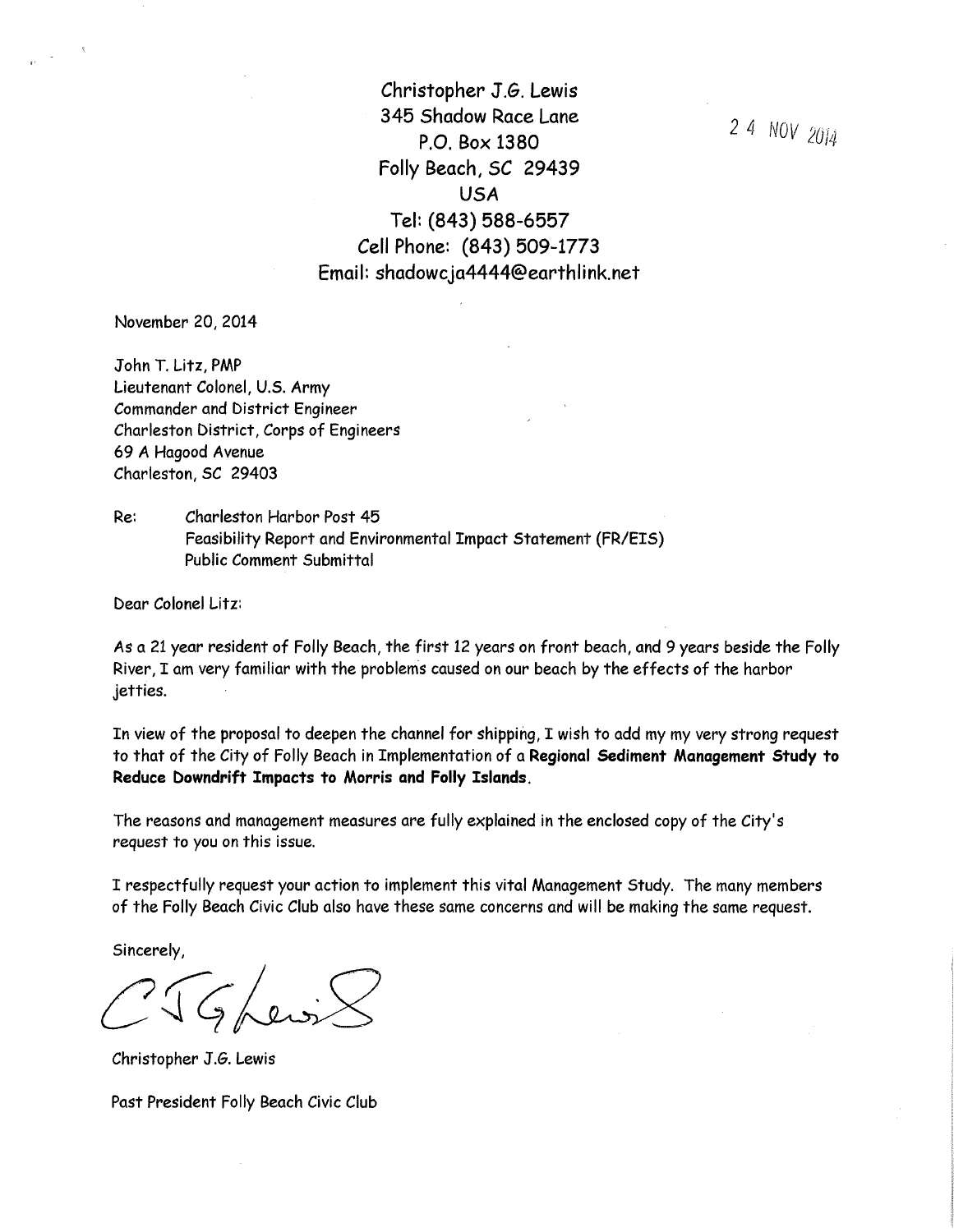Christopher J.G. Lewis
345 Shadow Race Lane
P.O. Box 1380
Folly Beach, SC 29439
USA
Tel: (843) 588-6557
Cell Phone: (843) 509-1773
Email: shadowcja4444@earthlink.net

24 NOV 2014

November 20, 2014

John T. Litz, PMP
Lieutenant Colonel, U.S. Army
Commander and District Engineer
Charleston District, Corps of Engineers
69 A Hagood Avenue
Charleston, SC 29403

Re: Charleston Harbor Post 45
Feasibility Report and Environmental Impact Statement (FR/EIS)
Public Comment Submittal

Dear Colonel Litz:

As a 21 year resident of Folly Beach, the first 12 years on front beach, and 9 years beside the Folly River, I am very familiar with the problems caused on our beach by the effects of the harbor jetties.

In view of the proposal to deepen the channel for shipping, I wish to add my my very strong request to that of the City of Folly Beach in Implementation of a **Regional Sediment Management Study to Reduce Downdrift Impacts to Morris and Folly Islands**.

The reasons and management measures are fully explained in the enclosed copy of the City's request to you on this issue.

I respectfully request your action to implement this vital Management Study. The many members of the Folly Beach Civic Club also have these same concerns and will be making the same request.

Sincerely,

CJG Lewis

Christopher J.G. Lewis

Past President Folly Beach Civic Club